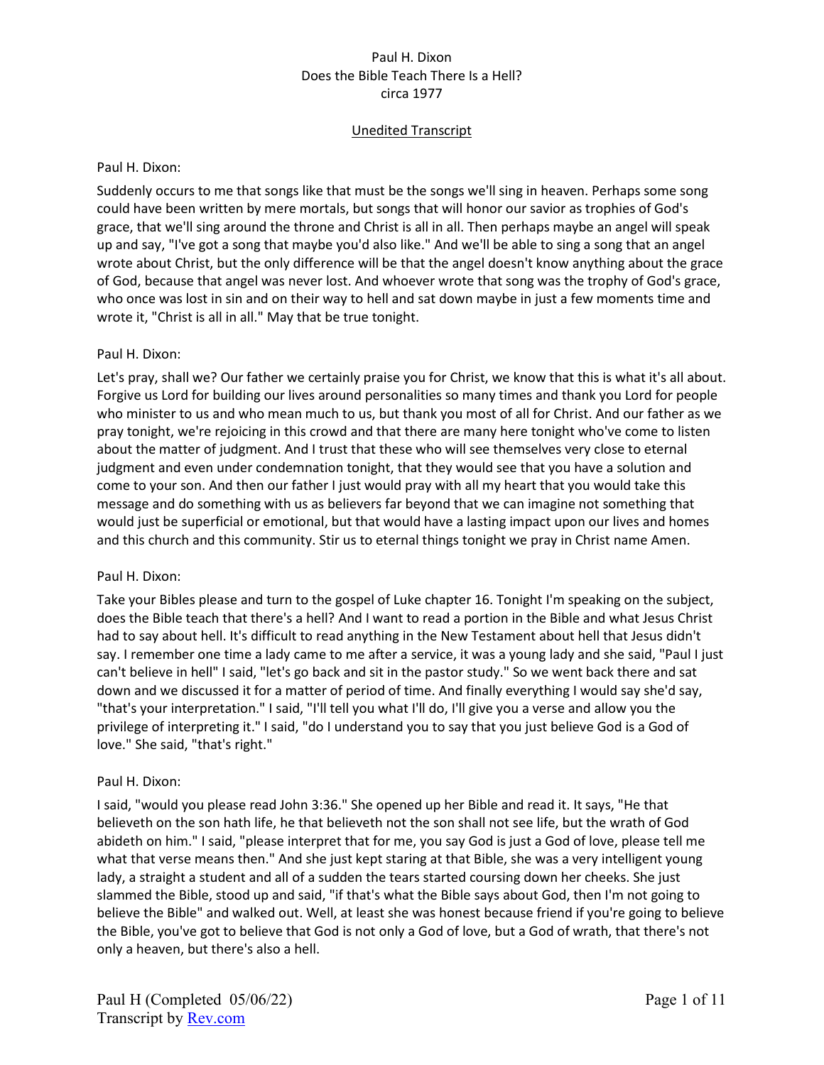Paul H. Dixon
Does the Bible Teach There Is a Hell?
circa 1977

Unedited Transcript

Paul H. Dixon:

Suddenly occurs to me that songs like that must be the songs we'll sing in heaven. Perhaps some song could have been written by mere mortals, but songs that will honor our savior as trophies of God's grace, that we'll sing around the throne and Christ is all in all. Then perhaps maybe an angel will speak up and say, "I've got a song that maybe you'd also like." And we'll be able to sing a song that an angel wrote about Christ, but the only difference will be that the angel doesn't know anything about the grace of God, because that angel was never lost. And whoever wrote that song was the trophy of God's grace, who once was lost in sin and on their way to hell and sat down maybe in just a few moments time and wrote it, "Christ is all in all." May that be true tonight.

Paul H. Dixon:

Let's pray, shall we? Our father we certainly praise you for Christ, we know that this is what it's all about. Forgive us Lord for building our lives around personalities so many times and thank you Lord for people who minister to us and who mean much to us, but thank you most of all for Christ. And our father as we pray tonight, we're rejoicing in this crowd and that there are many here tonight who've come to listen about the matter of judgment. And I trust that these who will see themselves very close to eternal judgment and even under condemnation tonight, that they would see that you have a solution and come to your son. And then our father I just would pray with all my heart that you would take this message and do something with us as believers far beyond that we can imagine not something that would just be superficial or emotional, but that would have a lasting impact upon our lives and homes and this church and this community. Stir us to eternal things tonight we pray in Christ name Amen.

Paul H. Dixon:

Take your Bibles please and turn to the gospel of Luke chapter 16. Tonight I'm speaking on the subject, does the Bible teach that there's a hell? And I want to read a portion in the Bible and what Jesus Christ had to say about hell. It's difficult to read anything in the New Testament about hell that Jesus didn't say. I remember one time a lady came to me after a service, it was a young lady and she said, "Paul I just can't believe in hell" I said, "let's go back and sit in the pastor study." So we went back there and sat down and we discussed it for a matter of period of time. And finally everything I would say she'd say, "that's your interpretation." I said, "I'll tell you what I'll do, I'll give you a verse and allow you the privilege of interpreting it." I said, "do I understand you to say that you just believe God is a God of love." She said, "that's right."

Paul H. Dixon:

I said, "would you please read John 3:36." She opened up her Bible and read it. It says, "He that believeth on the son hath life, he that believeth not the son shall not see life, but the wrath of God abideth on him." I said, "please interpret that for me, you say God is just a God of love, please tell me what that verse means then." And she just kept staring at that Bible, she was a very intelligent young lady, a straight a student and all of a sudden the tears started coursing down her cheeks. She just slammed the Bible, stood up and said, "if that's what the Bible says about God, then I'm not going to believe the Bible" and walked out. Well, at least she was honest because friend if you're going to believe the Bible, you've got to believe that God is not only a God of love, but a God of wrath, that there's not only a heaven, but there's also a hell.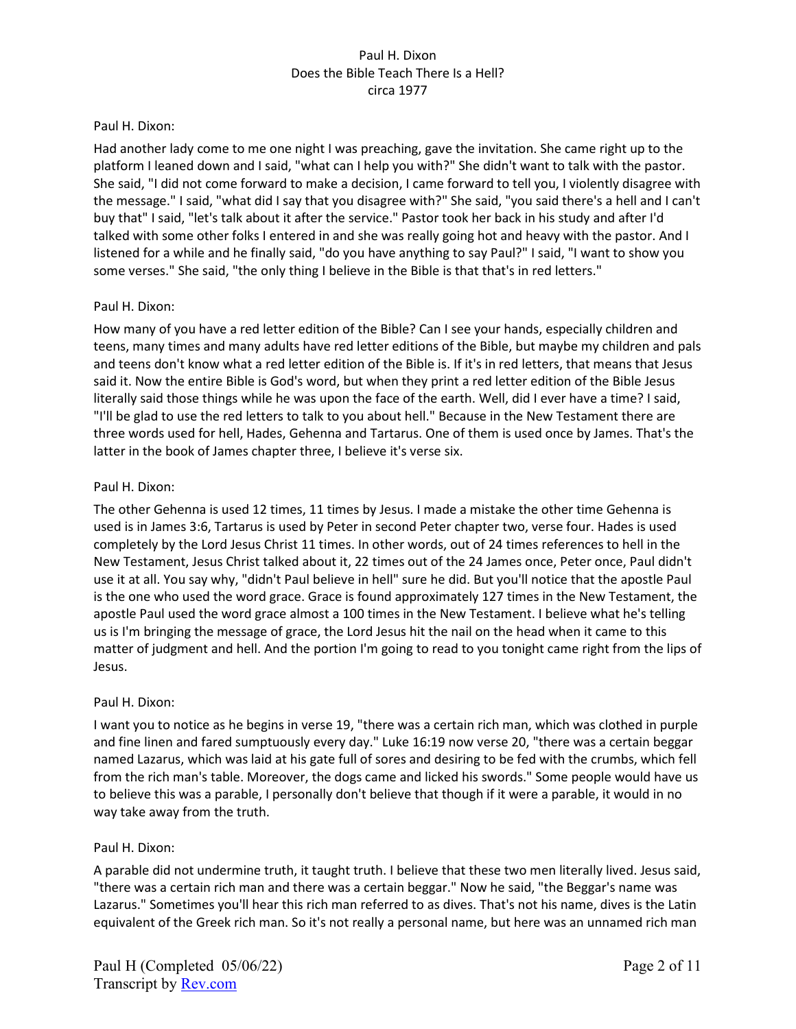Paul H. Dixon:

Had another lady come to me one night I was preaching, gave the invitation. She came right up to the platform I leaned down and I said, "what can I help you with?" She didn't want to talk with the pastor. She said, "I did not come forward to make a decision, I came forward to tell you, I violently disagree with the message." I said, "what did I say that you disagree with?" She said, "you said there's a hell and I can't buy that" I said, "let's talk about it after the service." Pastor took her back in his study and after I'd talked with some other folks I entered in and she was really going hot and heavy with the pastor. And I listened for a while and he finally said, "do you have anything to say Paul?" I said, "I want to show you some verses." She said, "the only thing I believe in the Bible is that that's in red letters."

Paul H. Dixon:

How many of you have a red letter edition of the Bible? Can I see your hands, especially children and teens, many times and many adults have red letter editions of the Bible, but maybe my children and pals and teens don't know what a red letter edition of the Bible is. If it's in red letters, that means that Jesus said it. Now the entire Bible is God's word, but when they print a red letter edition of the Bible Jesus literally said those things while he was upon the face of the earth. Well, did I ever have a time? I said, "I'll be glad to use the red letters to talk to you about hell." Because in the New Testament there are three words used for hell, Hades, Gehenna and Tartarus. One of them is used once by James. That's the latter in the book of James chapter three, I believe it's verse six.

Paul H. Dixon:

The other Gehenna is used 12 times, 11 times by Jesus. I made a mistake the other time Gehenna is used is in James 3:6, Tartarus is used by Peter in second Peter chapter two, verse four. Hades is used completely by the Lord Jesus Christ 11 times. In other words, out of 24 times references to hell in the New Testament, Jesus Christ talked about it, 22 times out of the 24 James once, Peter once, Paul didn't use it at all. You say why, "didn't Paul believe in hell" sure he did. But you'll notice that the apostle Paul is the one who used the word grace. Grace is found approximately 127 times in the New Testament, the apostle Paul used the word grace almost a 100 times in the New Testament. I believe what he's telling us is I'm bringing the message of grace, the Lord Jesus hit the nail on the head when it came to this matter of judgment and hell. And the portion I'm going to read to you tonight came right from the lips of Jesus.

Paul H. Dixon:

I want you to notice as he begins in verse 19, "there was a certain rich man, which was clothed in purple and fine linen and fared sumptuously every day." Luke 16:19 now verse 20, "there was a certain beggar named Lazarus, which was laid at his gate full of sores and desiring to be fed with the crumbs, which fell from the rich man's table. Moreover, the dogs came and licked his swords." Some people would have us to believe this was a parable, I personally don't believe that though if it were a parable, it would in no way take away from the truth.

Paul H. Dixon:

A parable did not undermine truth, it taught truth. I believe that these two men literally lived. Jesus said, "there was a certain rich man and there was a certain beggar." Now he said, "the Beggar's name was Lazarus." Sometimes you'll hear this rich man referred to as dives. That's not his name, dives is the Latin equivalent of the Greek rich man. So it's not really a personal name, but here was an unnamed rich man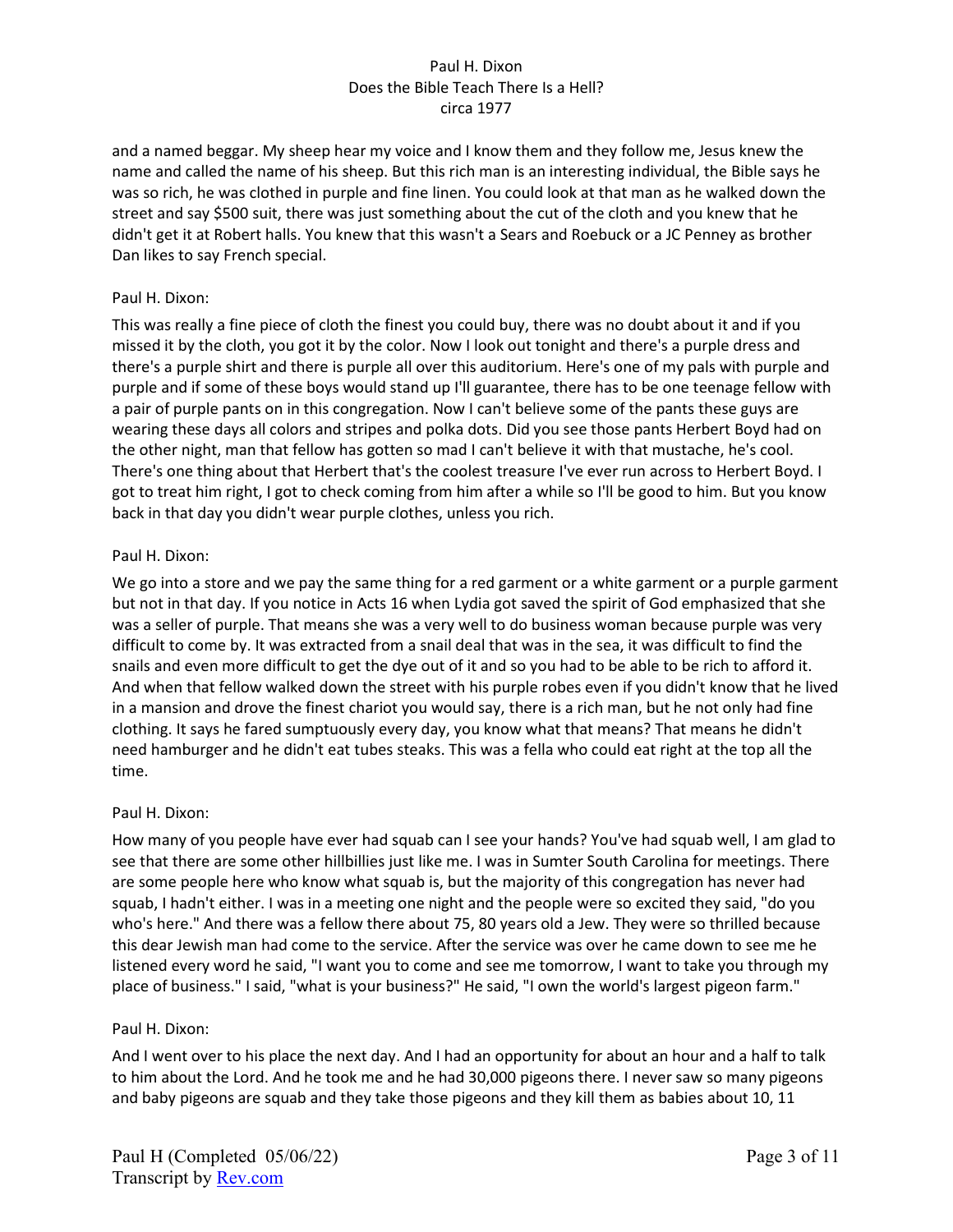and a named beggar. My sheep hear my voice and I know them and they follow me, Jesus knew the name and called the name of his sheep. But this rich man is an interesting individual, the Bible says he was so rich, he was clothed in purple and fine linen. You could look at that man as he walked down the street and say $500 suit, there was just something about the cut of the cloth and you knew that he didn't get it at Robert halls. You knew that this wasn't a Sears and Roebuck or a JC Penney as brother Dan likes to say French special.

Paul H. Dixon:

This was really a fine piece of cloth the finest you could buy, there was no doubt about it and if you missed it by the cloth, you got it by the color. Now I look out tonight and there's a purple dress and there's a purple shirt and there is purple all over this auditorium. Here's one of my pals with purple and purple and if some of these boys would stand up I'll guarantee, there has to be one teenage fellow with a pair of purple pants on in this congregation. Now I can't believe some of the pants these guys are wearing these days all colors and stripes and polka dots. Did you see those pants Herbert Boyd had on the other night, man that fellow has gotten so mad I can't believe it with that mustache, he's cool. There's one thing about that Herbert that's the coolest treasure I've ever run across to Herbert Boyd. I got to treat him right, I got to check coming from him after a while so I'll be good to him. But you know back in that day you didn't wear purple clothes, unless you rich.

Paul H. Dixon:

We go into a store and we pay the same thing for a red garment or a white garment or a purple garment but not in that day. If you notice in Acts 16 when Lydia got saved the spirit of God emphasized that she was a seller of purple. That means she was a very well to do business woman because purple was very difficult to come by. It was extracted from a snail deal that was in the sea, it was difficult to find the snails and even more difficult to get the dye out of it and so you had to be able to be rich to afford it. And when that fellow walked down the street with his purple robes even if you didn't know that he lived in a mansion and drove the finest chariot you would say, there is a rich man, but he not only had fine clothing. It says he fared sumptuously every day, you know what that means? That means he didn't need hamburger and he didn't eat tubes steaks. This was a fella who could eat right at the top all the time.

Paul H. Dixon:

How many of you people have ever had squab can I see your hands? You've had squab well, I am glad to see that there are some other hillbillies just like me. I was in Sumter South Carolina for meetings. There are some people here who know what squab is, but the majority of this congregation has never had squab, I hadn't either. I was in a meeting one night and the people were so excited they said, "do you who's here." And there was a fellow there about 75, 80 years old a Jew. They were so thrilled because this dear Jewish man had come to the service. After the service was over he came down to see me he listened every word he said, "I want you to come and see me tomorrow, I want to take you through my place of business." I said, "what is your business?" He said, "I own the world's largest pigeon farm."

Paul H. Dixon:

And I went over to his place the next day. And I had an opportunity for about an hour and a half to talk to him about the Lord. And he took me and he had 30,000 pigeons there. I never saw so many pigeons and baby pigeons are squab and they take those pigeons and they kill them as babies about 10, 11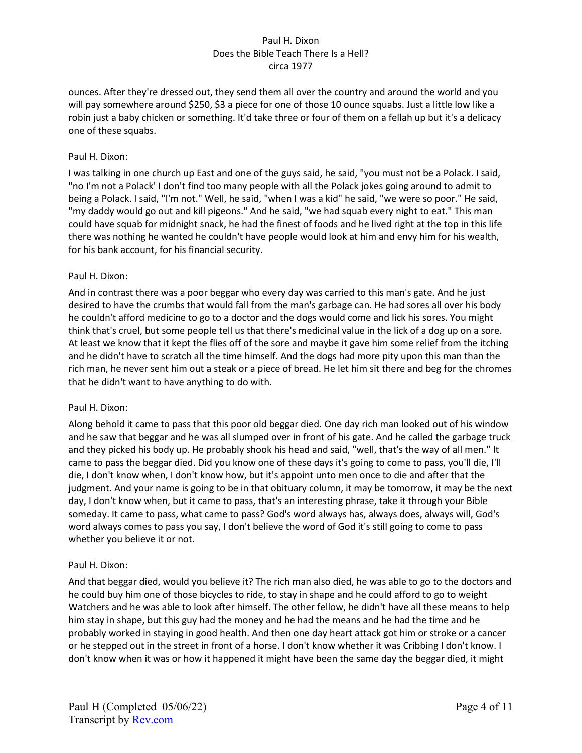ounces. After they're dressed out, they send them all over the country and around the world and you will pay somewhere around $250, $3 a piece for one of those 10 ounce squabs. Just a little low like a robin just a baby chicken or something. It'd take three or four of them on a fellah up but it's a delicacy one of these squabs.

Paul H. Dixon:

I was talking in one church up East and one of the guys said, he said, "you must not be a Polack. I said, "no I'm not a Polack' I don't find too many people with all the Polack jokes going around to admit to being a Polack. I said, "I'm not." Well, he said, "when I was a kid" he said, "we were so poor." He said, "my daddy would go out and kill pigeons." And he said, "we had squab every night to eat." This man could have squab for midnight snack, he had the finest of foods and he lived right at the top in this life there was nothing he wanted he couldn't have people would look at him and envy him for his wealth, for his bank account, for his financial security.

Paul H. Dixon:

And in contrast there was a poor beggar who every day was carried to this man's gate. And he just desired to have the crumbs that would fall from the man's garbage can. He had sores all over his body he couldn't afford medicine to go to a doctor and the dogs would come and lick his sores. You might think that's cruel, but some people tell us that there's medicinal value in the lick of a dog up on a sore. At least we know that it kept the flies off of the sore and maybe it gave him some relief from the itching and he didn't have to scratch all the time himself. And the dogs had more pity upon this man than the rich man, he never sent him out a steak or a piece of bread. He let him sit there and beg for the chromes that he didn't want to have anything to do with.

Paul H. Dixon:

Along behold it came to pass that this poor old beggar died. One day rich man looked out of his window and he saw that beggar and he was all slumped over in front of his gate. And he called the garbage truck and they picked his body up. He probably shook his head and said, "well, that's the way of all men." It came to pass the beggar died. Did you know one of these days it's going to come to pass, you'll die, I'll die, I don't know when, I don't know how, but it's appoint unto men once to die and after that the judgment. And your name is going to be in that obituary column, it may be tomorrow, it may be the next day, I don't know when, but it came to pass, that's an interesting phrase, take it through your Bible someday. It came to pass, what came to pass? God's word always has, always does, always will, God's word always comes to pass you say, I don't believe the word of God it's still going to come to pass whether you believe it or not.

Paul H. Dixon:

And that beggar died, would you believe it? The rich man also died, he was able to go to the doctors and he could buy him one of those bicycles to ride, to stay in shape and he could afford to go to weight Watchers and he was able to look after himself. The other fellow, he didn't have all these means to help him stay in shape, but this guy had the money and he had the means and he had the time and he probably worked in staying in good health. And then one day heart attack got him or stroke or a cancer or he stepped out in the street in front of a horse. I don't know whether it was Cribbing I don't know. I don't know when it was or how it happened it might have been the same day the beggar died, it might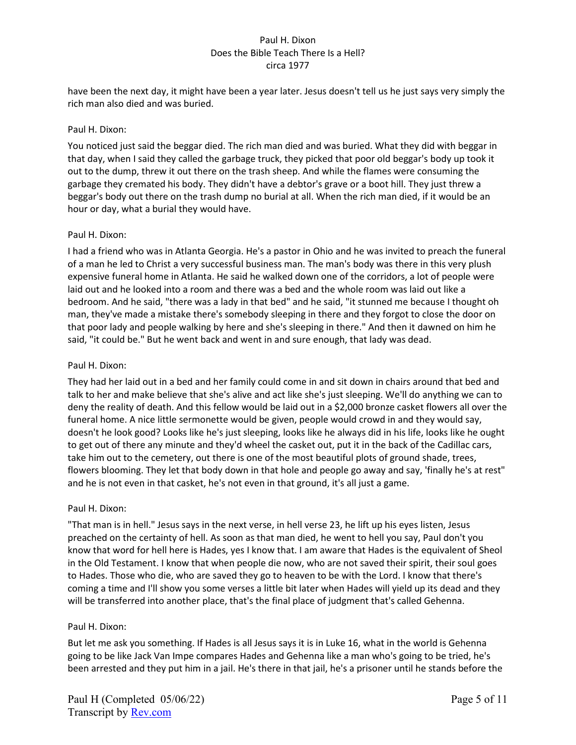have been the next day, it might have been a year later. Jesus doesn't tell us he just says very simply the rich man also died and was buried.

Paul H. Dixon:

You noticed just said the beggar died. The rich man died and was buried. What they did with beggar in that day, when I said they called the garbage truck, they picked that poor old beggar's body up took it out to the dump, threw it out there on the trash sheep. And while the flames were consuming the garbage they cremated his body. They didn't have a debtor's grave or a boot hill. They just threw a beggar's body out there on the trash dump no burial at all. When the rich man died, if it would be an hour or day, what a burial they would have.

Paul H. Dixon:

I had a friend who was in Atlanta Georgia. He's a pastor in Ohio and he was invited to preach the funeral of a man he led to Christ a very successful business man. The man's body was there in this very plush expensive funeral home in Atlanta. He said he walked down one of the corridors, a lot of people were laid out and he looked into a room and there was a bed and the whole room was laid out like a bedroom. And he said, "there was a lady in that bed" and he said, "it stunned me because I thought oh man, they've made a mistake there's somebody sleeping in there and they forgot to close the door on that poor lady and people walking by here and she's sleeping in there." And then it dawned on him he said, "it could be." But he went back and went in and sure enough, that lady was dead.

Paul H. Dixon:

They had her laid out in a bed and her family could come in and sit down in chairs around that bed and talk to her and make believe that she's alive and act like she's just sleeping. We'll do anything we can to deny the reality of death. And this fellow would be laid out in a $2,000 bronze casket flowers all over the funeral home. A nice little sermonette would be given, people would crowd in and they would say, doesn't he look good? Looks like he's just sleeping, looks like he always did in his life, looks like he ought to get out of there any minute and they'd wheel the casket out, put it in the back of the Cadillac cars, take him out to the cemetery, out there is one of the most beautiful plots of ground shade, trees, flowers blooming. They let that body down in that hole and people go away and say, 'finally he's at rest" and he is not even in that casket, he's not even in that ground, it's all just a game.

Paul H. Dixon:

"That man is in hell." Jesus says in the next verse, in hell verse 23, he lift up his eyes listen, Jesus preached on the certainty of hell. As soon as that man died, he went to hell you say, Paul don't you know that word for hell here is Hades, yes I know that. I am aware that Hades is the equivalent of Sheol in the Old Testament. I know that when people die now, who are not saved their spirit, their soul goes to Hades. Those who die, who are saved they go to heaven to be with the Lord. I know that there's coming a time and I'll show you some verses a little bit later when Hades will yield up its dead and they will be transferred into another place, that's the final place of judgment that's called Gehenna.

Paul H. Dixon:

But let me ask you something. If Hades is all Jesus says it is in Luke 16, what in the world is Gehenna going to be like Jack Van Impe compares Hades and Gehenna like a man who's going to be tried, he's been arrested and they put him in a jail. He's there in that jail, he's a prisoner until he stands before the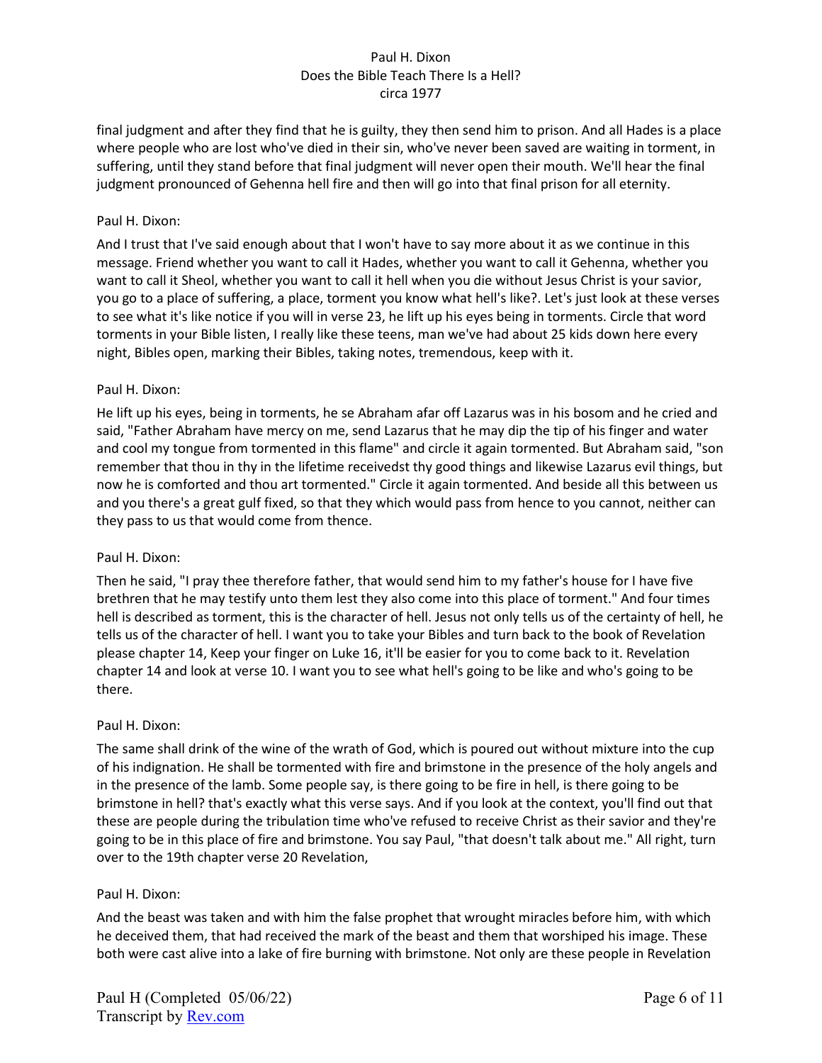final judgment and after they find that he is guilty, they then send him to prison. And all Hades is a place where people who are lost who've died in their sin, who've never been saved are waiting in torment, in suffering, until they stand before that final judgment will never open their mouth. We'll hear the final judgment pronounced of Gehenna hell fire and then will go into that final prison for all eternity.

Paul H. Dixon:

And I trust that I've said enough about that I won't have to say more about it as we continue in this message. Friend whether you want to call it Hades, whether you want to call it Gehenna, whether you want to call it Sheol, whether you want to call it hell when you die without Jesus Christ is your savior, you go to a place of suffering, a place, torment you know what hell's like?. Let's just look at these verses to see what it's like notice if you will in verse 23, he lift up his eyes being in torments. Circle that word torments in your Bible listen, I really like these teens, man we've had about 25 kids down here every night, Bibles open, marking their Bibles, taking notes, tremendous, keep with it.

Paul H. Dixon:

He lift up his eyes, being in torments, he se Abraham afar off Lazarus was in his bosom and he cried and said, "Father Abraham have mercy on me, send Lazarus that he may dip the tip of his finger and water and cool my tongue from tormented in this flame" and circle it again tormented. But Abraham said, "son remember that thou in thy in the lifetime receivedst thy good things and likewise Lazarus evil things, but now he is comforted and thou art tormented." Circle it again tormented. And beside all this between us and you there's a great gulf fixed, so that they which would pass from hence to you cannot, neither can they pass to us that would come from thence.

Paul H. Dixon:

Then he said, "I pray thee therefore father, that would send him to my father's house for I have five brethren that he may testify unto them lest they also come into this place of torment." And four times hell is described as torment, this is the character of hell. Jesus not only tells us of the certainty of hell, he tells us of the character of hell. I want you to take your Bibles and turn back to the book of Revelation please chapter 14, Keep your finger on Luke 16, it'll be easier for you to come back to it. Revelation chapter 14 and look at verse 10. I want you to see what hell's going to be like and who's going to be there.

Paul H. Dixon:

The same shall drink of the wine of the wrath of God, which is poured out without mixture into the cup of his indignation. He shall be tormented with fire and brimstone in the presence of the holy angels and in the presence of the lamb. Some people say, is there going to be fire in hell, is there going to be brimstone in hell? that's exactly what this verse says. And if you look at the context, you'll find out that these are people during the tribulation time who've refused to receive Christ as their savior and they're going to be in this place of fire and brimstone. You say Paul, "that doesn't talk about me." All right, turn over to the 19th chapter verse 20 Revelation,

Paul H. Dixon:

And the beast was taken and with him the false prophet that wrought miracles before him, with which he deceived them, that had received the mark of the beast and them that worshiped his image. These both were cast alive into a lake of fire burning with brimstone. Not only are these people in Revelation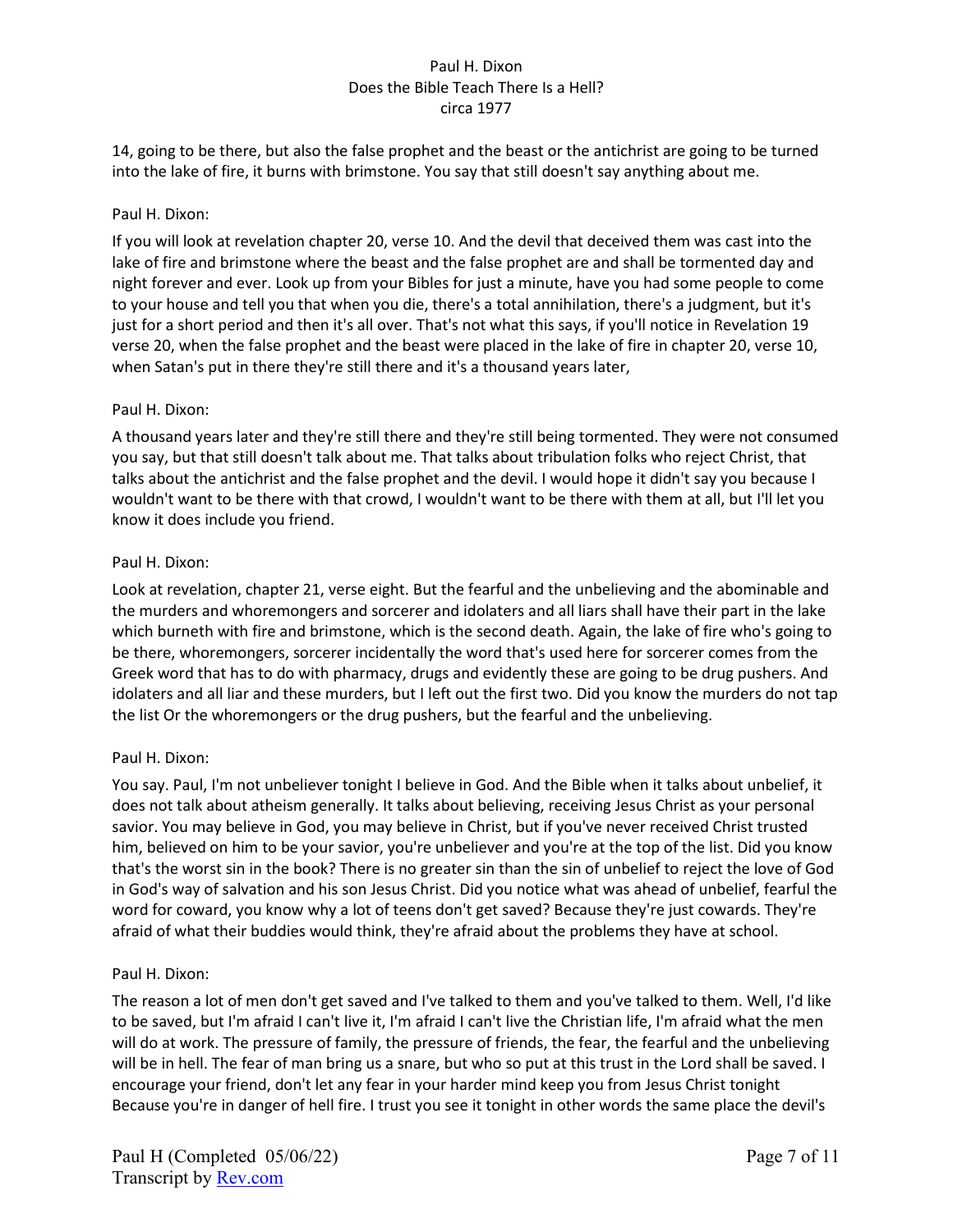14, going to be there, but also the false prophet and the beast or the antichrist are going to be turned into the lake of fire, it burns with brimstone. You say that still doesn't say anything about me.

Paul H. Dixon:

If you will look at revelation chapter 20, verse 10. And the devil that deceived them was cast into the lake of fire and brimstone where the beast and the false prophet are and shall be tormented day and night forever and ever. Look up from your Bibles for just a minute, have you had some people to come to your house and tell you that when you die, there's a total annihilation, there's a judgment, but it's just for a short period and then it's all over. That's not what this says, if you'll notice in Revelation 19 verse 20, when the false prophet and the beast were placed in the lake of fire in chapter 20, verse 10, when Satan's put in there they're still there and it's a thousand years later,

Paul H. Dixon:

A thousand years later and they're still there and they're still being tormented. They were not consumed you say, but that still doesn't talk about me. That talks about tribulation folks who reject Christ, that talks about the antichrist and the false prophet and the devil. I would hope it didn't say you because I wouldn't want to be there with that crowd, I wouldn't want to be there with them at all, but I'll let you know it does include you friend.

Paul H. Dixon:

Look at revelation, chapter 21, verse eight. But the fearful and the unbelieving and the abominable and the murders and whoremongers and sorcerer and idolaters and all liars shall have their part in the lake which burneth with fire and brimstone, which is the second death. Again, the lake of fire who's going to be there, whoremongers, sorcerer incidentally the word that's used here for sorcerer comes from the Greek word that has to do with pharmacy, drugs and evidently these are going to be drug pushers. And idolaters and all liar and these murders, but I left out the first two. Did you know the murders do not tap the list Or the whoremongers or the drug pushers, but the fearful and the unbelieving.

Paul H. Dixon:

You say. Paul, I'm not unbeliever tonight I believe in God. And the Bible when it talks about unbelief, it does not talk about atheism generally. It talks about believing, receiving Jesus Christ as your personal savior. You may believe in God, you may believe in Christ, but if you've never received Christ trusted him, believed on him to be your savior, you're unbeliever and you're at the top of the list. Did you know that's the worst sin in the book? There is no greater sin than the sin of unbelief to reject the love of God in God's way of salvation and his son Jesus Christ. Did you notice what was ahead of unbelief, fearful the word for coward, you know why a lot of teens don't get saved? Because they're just cowards. They're afraid of what their buddies would think, they're afraid about the problems they have at school.

Paul H. Dixon:

The reason a lot of men don't get saved and I've talked to them and you've talked to them. Well, I'd like to be saved, but I'm afraid I can't live it, I'm afraid I can't live the Christian life, I'm afraid what the men will do at work. The pressure of family, the pressure of friends, the fear, the fearful and the unbelieving will be in hell. The fear of man bring us a snare, but who so put at this trust in the Lord shall be saved. I encourage your friend, don't let any fear in your harder mind keep you from Jesus Christ tonight Because you're in danger of hell fire. I trust you see it tonight in other words the same place the devil's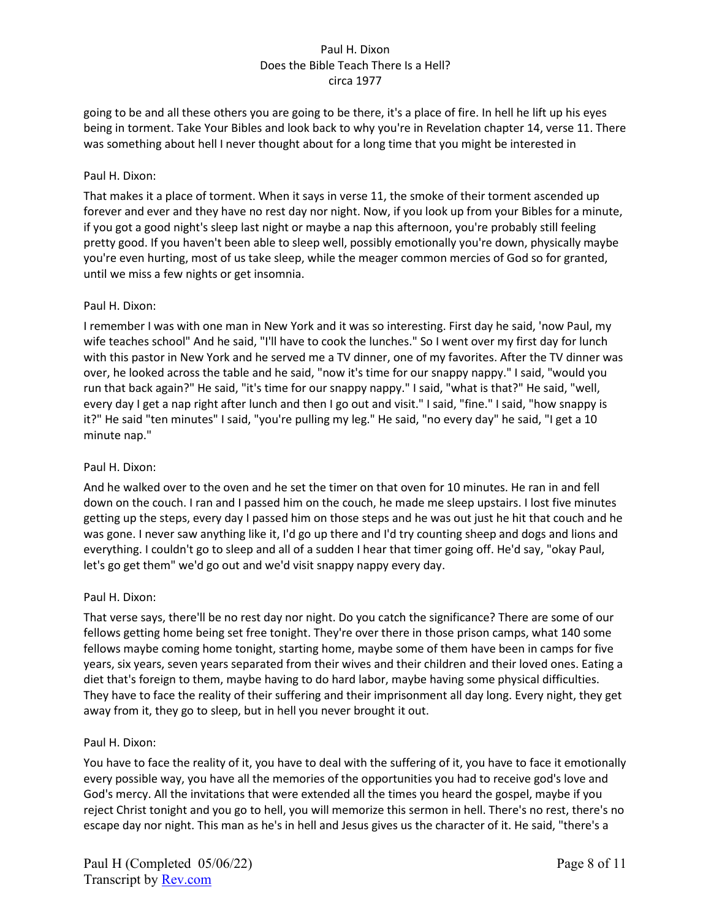going to be and all these others you are going to be there, it's a place of fire. In hell he lift up his eyes being in torment. Take Your Bibles and look back to why you're in Revelation chapter 14, verse 11. There was something about hell I never thought about for a long time that you might be interested in

Paul H. Dixon:

That makes it a place of torment. When it says in verse 11, the smoke of their torment ascended up forever and ever and they have no rest day nor night. Now, if you look up from your Bibles for a minute, if you got a good night's sleep last night or maybe a nap this afternoon, you're probably still feeling pretty good. If you haven't been able to sleep well, possibly emotionally you're down, physically maybe you're even hurting, most of us take sleep, while the meager common mercies of God so for granted, until we miss a few nights or get insomnia.

Paul H. Dixon:

I remember I was with one man in New York and it was so interesting. First day he said, 'now Paul, my wife teaches school" And he said, "I'll have to cook the lunches." So I went over my first day for lunch with this pastor in New York and he served me a TV dinner, one of my favorites. After the TV dinner was over, he looked across the table and he said, "now it's time for our snappy nappy." I said, "would you run that back again?" He said, "it's time for our snappy nappy." I said, "what is that?" He said, "well, every day I get a nap right after lunch and then I go out and visit." I said, "fine." I said, "how snappy is it?" He said "ten minutes" I said, "you're pulling my leg." He said, "no every day" he said, "I get a 10 minute nap."

Paul H. Dixon:

And he walked over to the oven and he set the timer on that oven for 10 minutes. He ran in and fell down on the couch. I ran and I passed him on the couch, he made me sleep upstairs. I lost five minutes getting up the steps, every day I passed him on those steps and he was out just he hit that couch and he was gone. I never saw anything like it, I'd go up there and I'd try counting sheep and dogs and lions and everything. I couldn't go to sleep and all of a sudden I hear that timer going off. He'd say, "okay Paul, let's go get them" we'd go out and we'd visit snappy nappy every day.

Paul H. Dixon:

That verse says, there'll be no rest day nor night. Do you catch the significance? There are some of our fellows getting home being set free tonight. They're over there in those prison camps, what 140 some fellows maybe coming home tonight, starting home, maybe some of them have been in camps for five years, six years, seven years separated from their wives and their children and their loved ones. Eating a diet that's foreign to them, maybe having to do hard labor, maybe having some physical difficulties. They have to face the reality of their suffering and their imprisonment all day long. Every night, they get away from it, they go to sleep, but in hell you never brought it out.

Paul H. Dixon:

You have to face the reality of it, you have to deal with the suffering of it, you have to face it emotionally every possible way, you have all the memories of the opportunities you had to receive god's love and God's mercy. All the invitations that were extended all the times you heard the gospel, maybe if you reject Christ tonight and you go to hell, you will memorize this sermon in hell. There's no rest, there's no escape day nor night. This man as he's in hell and Jesus gives us the character of it. He said, "there's a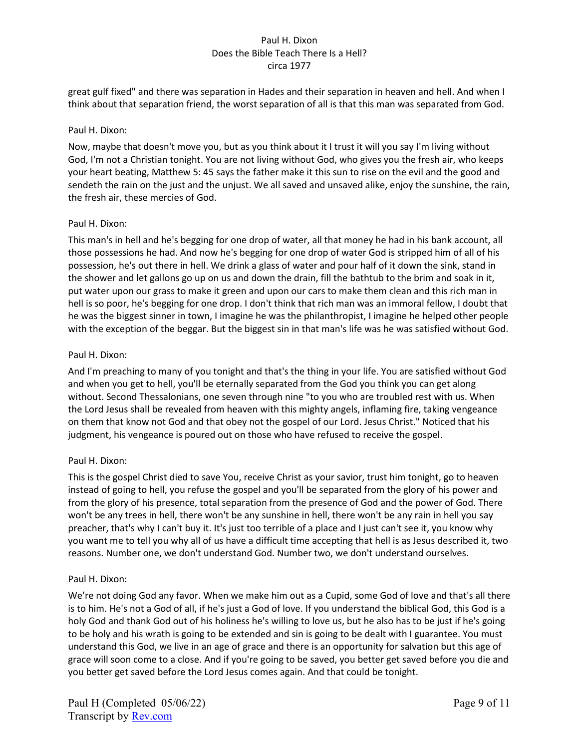great gulf fixed" and there was separation in Hades and their separation in heaven and hell. And when I think about that separation friend, the worst separation of all is that this man was separated from God.

Paul H. Dixon:

Now, maybe that doesn't move you, but as you think about it I trust it will you say I'm living without God, I'm not a Christian tonight. You are not living without God, who gives you the fresh air, who keeps your heart beating, Matthew 5: 45 says the father make it this sun to rise on the evil and the good and sendeth the rain on the just and the unjust. We all saved and unsaved alike, enjoy the sunshine, the rain, the fresh air, these mercies of God.

Paul H. Dixon:

This man's in hell and he's begging for one drop of water, all that money he had in his bank account, all those possessions he had. And now he's begging for one drop of water God is stripped him of all of his possession, he's out there in hell. We drink a glass of water and pour half of it down the sink, stand in the shower and let gallons go up on us and down the drain, fill the bathtub to the brim and soak in it, put water upon our grass to make it green and upon our cars to make them clean and this rich man in hell is so poor, he's begging for one drop. I don't think that rich man was an immoral fellow, I doubt that he was the biggest sinner in town, I imagine he was the philanthropist, I imagine he helped other people with the exception of the beggar. But the biggest sin in that man's life was he was satisfied without God.

Paul H. Dixon:

And I'm preaching to many of you tonight and that's the thing in your life. You are satisfied without God and when you get to hell, you'll be eternally separated from the God you think you can get along without. Second Thessalonians, one seven through nine "to you who are troubled rest with us. When the Lord Jesus shall be revealed from heaven with this mighty angels, inflaming fire, taking vengeance on them that know not God and that obey not the gospel of our Lord. Jesus Christ." Noticed that his judgment, his vengeance is poured out on those who have refused to receive the gospel.

Paul H. Dixon:

This is the gospel Christ died to save You, receive Christ as your savior, trust him tonight, go to heaven instead of going to hell, you refuse the gospel and you'll be separated from the glory of his power and from the glory of his presence, total separation from the presence of God and the power of God. There won't be any trees in hell, there won't be any sunshine in hell, there won't be any rain in hell you say preacher, that's why I can't buy it. It's just too terrible of a place and I just can't see it, you know why you want me to tell you why all of us have a difficult time accepting that hell is as Jesus described it, two reasons. Number one, we don't understand God. Number two, we don't understand ourselves.

Paul H. Dixon:

We're not doing God any favor. When we make him out as a Cupid, some God of love and that's all there is to him. He's not a God of all, if he's just a God of love. If you understand the biblical God, this God is a holy God and thank God out of his holiness he's willing to love us, but he also has to be just if he's going to be holy and his wrath is going to be extended and sin is going to be dealt with I guarantee. You must understand this God, we live in an age of grace and there is an opportunity for salvation but this age of grace will soon come to a close. And if you're going to be saved, you better get saved before you die and you better get saved before the Lord Jesus comes again. And that could be tonight.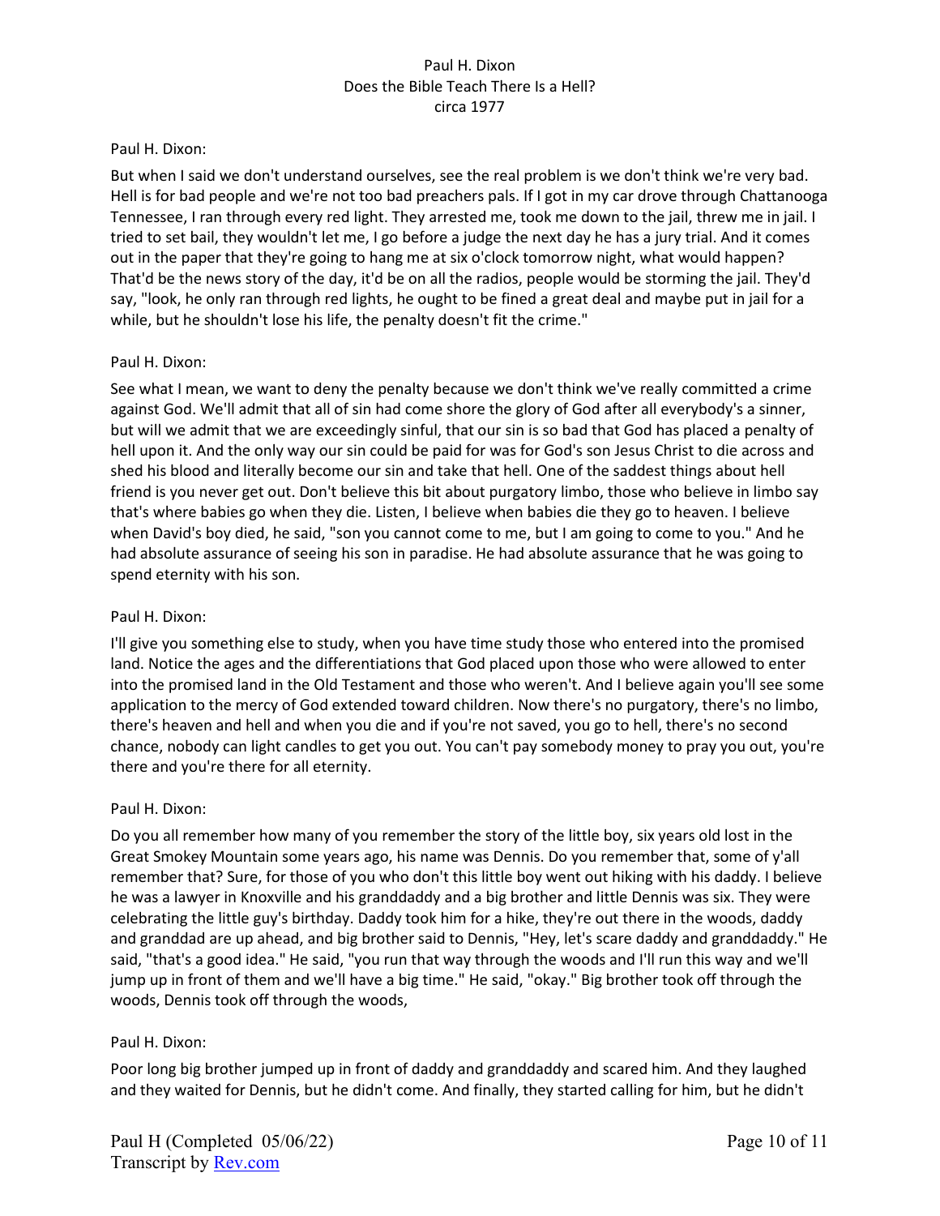Paul H. Dixon:

But when I said we don't understand ourselves, see the real problem is we don't think we're very bad. Hell is for bad people and we're not too bad preachers pals. If I got in my car drove through Chattanooga Tennessee, I ran through every red light. They arrested me, took me down to the jail, threw me in jail. I tried to set bail, they wouldn't let me, I go before a judge the next day he has a jury trial. And it comes out in the paper that they're going to hang me at six o'clock tomorrow night, what would happen? That'd be the news story of the day, it'd be on all the radios, people would be storming the jail. They'd say, "look, he only ran through red lights, he ought to be fined a great deal and maybe put in jail for a while, but he shouldn't lose his life, the penalty doesn't fit the crime."

Paul H. Dixon:

See what I mean, we want to deny the penalty because we don't think we've really committed a crime against God. We'll admit that all of sin had come shore the glory of God after all everybody's a sinner, but will we admit that we are exceedingly sinful, that our sin is so bad that God has placed a penalty of hell upon it. And the only way our sin could be paid for was for God's son Jesus Christ to die across and shed his blood and literally become our sin and take that hell. One of the saddest things about hell friend is you never get out. Don't believe this bit about purgatory limbo, those who believe in limbo say that's where babies go when they die. Listen, I believe when babies die they go to heaven. I believe when David's boy died, he said, "son you cannot come to me, but I am going to come to you." And he had absolute assurance of seeing his son in paradise. He had absolute assurance that he was going to spend eternity with his son.

Paul H. Dixon:

I'll give you something else to study, when you have time study those who entered into the promised land. Notice the ages and the differentiations that God placed upon those who were allowed to enter into the promised land in the Old Testament and those who weren't. And I believe again you'll see some application to the mercy of God extended toward children. Now there's no purgatory, there's no limbo, there's heaven and hell and when you die and if you're not saved, you go to hell, there's no second chance, nobody can light candles to get you out. You can't pay somebody money to pray you out, you're there and you're there for all eternity.

Paul H. Dixon:

Do you all remember how many of you remember the story of the little boy, six years old lost in the Great Smokey Mountain some years ago, his name was Dennis. Do you remember that, some of y'all remember that? Sure, for those of you who don't this little boy went out hiking with his daddy. I believe he was a lawyer in Knoxville and his granddaddy and a big brother and little Dennis was six. They were celebrating the little guy's birthday. Daddy took him for a hike, they're out there in the woods, daddy and granddad are up ahead, and big brother said to Dennis, "Hey, let's scare daddy and granddaddy." He said, "that's a good idea." He said, "you run that way through the woods and I'll run this way and we'll jump up in front of them and we'll have a big time." He said, "okay." Big brother took off through the woods, Dennis took off through the woods,

Paul H. Dixon:

Poor long big brother jumped up in front of daddy and granddaddy and scared him. And they laughed and they waited for Dennis, but he didn't come. And finally, they started calling for him, but he didn't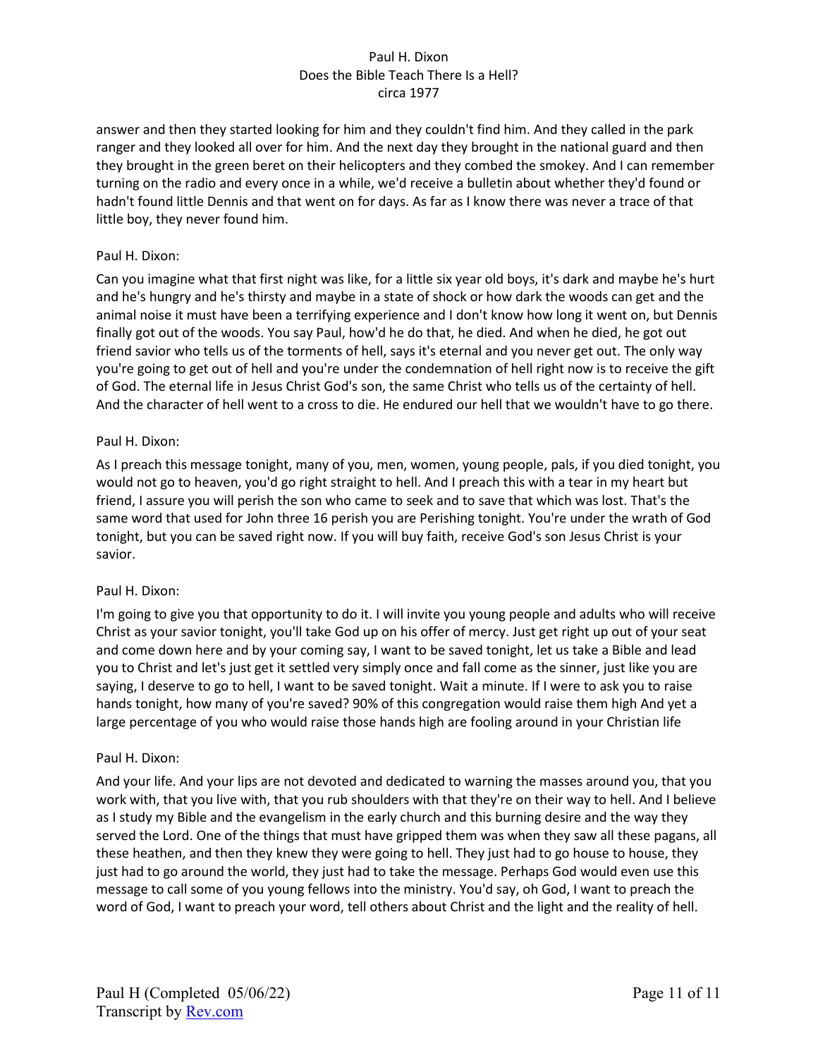answer and then they started looking for him and they couldn't find him. And they called in the park ranger and they looked all over for him. And the next day they brought in the national guard and then they brought in the green beret on their helicopters and they combed the smokey. And I can remember turning on the radio and every once in a while, we'd receive a bulletin about whether they'd found or hadn't found little Dennis and that went on for days. As far as I know there was never a trace of that little boy, they never found him.

Paul H. Dixon:

Can you imagine what that first night was like, for a little six year old boys, it's dark and maybe he's hurt and he's hungry and he's thirsty and maybe in a state of shock or how dark the woods can get and the animal noise it must have been a terrifying experience and I don't know how long it went on, but Dennis finally got out of the woods. You say Paul, how'd he do that, he died. And when he died, he got out friend savior who tells us of the torments of hell, says it's eternal and you never get out. The only way you're going to get out of hell and you're under the condemnation of hell right now is to receive the gift of God. The eternal life in Jesus Christ God's son, the same Christ who tells us of the certainty of hell. And the character of hell went to a cross to die. He endured our hell that we wouldn't have to go there.

Paul H. Dixon:

As I preach this message tonight, many of you, men, women, young people, pals, if you died tonight, you would not go to heaven, you'd go right straight to hell. And I preach this with a tear in my heart but friend, I assure you will perish the son who came to seek and to save that which was lost. That's the same word that used for John three 16 perish you are Perishing tonight. You're under the wrath of God tonight, but you can be saved right now. If you will buy faith, receive God's son Jesus Christ is your savior.

Paul H. Dixon:

I'm going to give you that opportunity to do it. I will invite you young people and adults who will receive Christ as your savior tonight, you'll take God up on his offer of mercy. Just get right up out of your seat and come down here and by your coming say, I want to be saved tonight, let us take a Bible and lead you to Christ and let's just get it settled very simply once and fall come as the sinner, just like you are saying, I deserve to go to hell, I want to be saved tonight. Wait a minute. If I were to ask you to raise hands tonight, how many of you're saved? 90% of this congregation would raise them high And yet a large percentage of you who would raise those hands high are fooling around in your Christian life

Paul H. Dixon:

And your life. And your lips are not devoted and dedicated to warning the masses around you, that you work with, that you live with, that you rub shoulders with that they're on their way to hell. And I believe as I study my Bible and the evangelism in the early church and this burning desire and the way they served the Lord. One of the things that must have gripped them was when they saw all these pagans, all these heathen, and then they knew they were going to hell. They just had to go house to house, they just had to go around the world, they just had to take the message. Perhaps God would even use this message to call some of you young fellows into the ministry. You'd say, oh God, I want to preach the word of God, I want to preach your word, tell others about Christ and the light and the reality of hell.